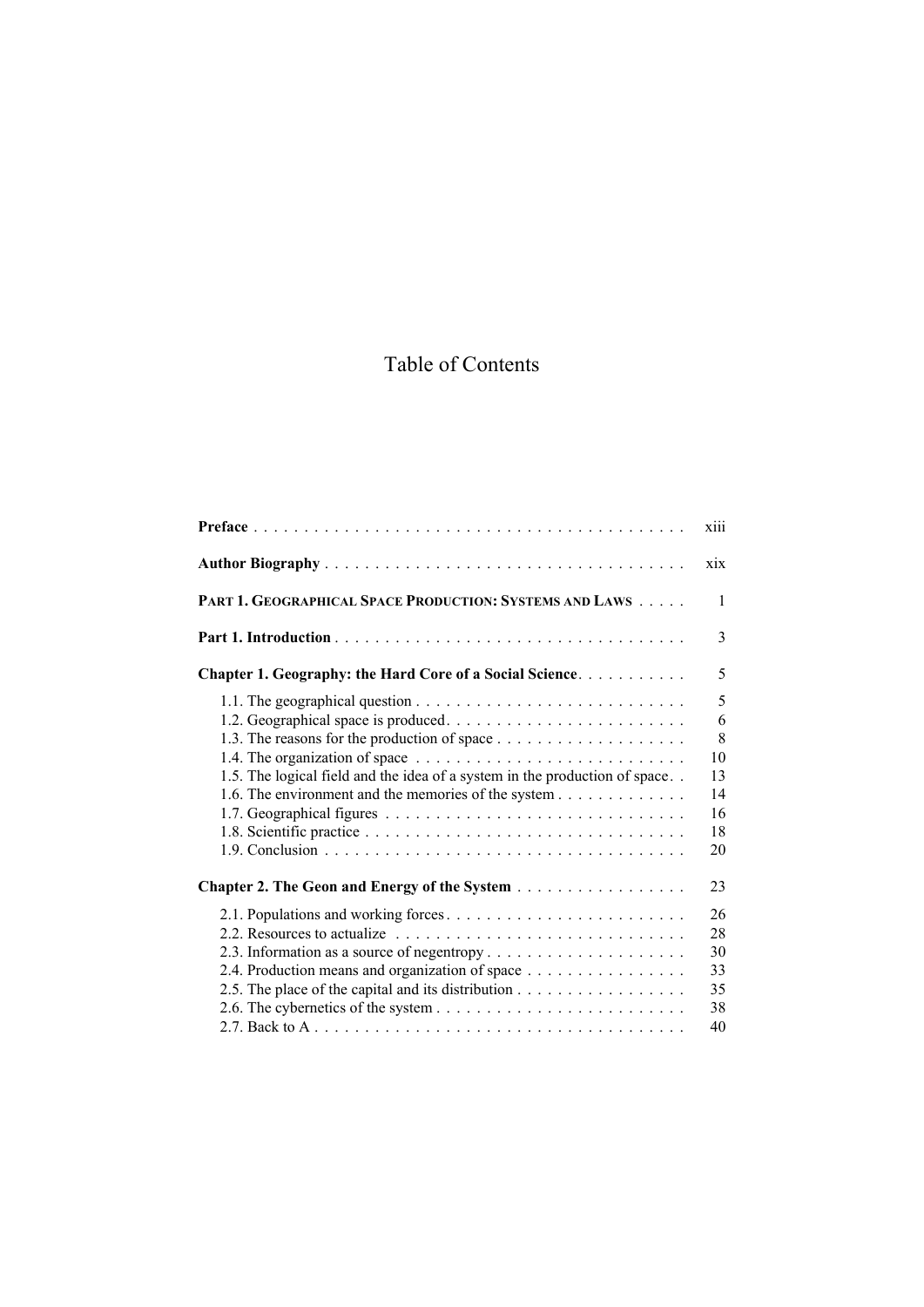# Table of Contents

**Preface** . . . . . . . . . . . . . . . . . . . . . . . . . . . . . . . . . . . . . . . . . . xiii

**Author Biography** . . . . . . . . . . . . . . . . . . . . . . . . . . . . . . . . . . . xix

**PART 1. GEOGRAPHICAL SPACE PRODUCTION: SYSTEMS AND LAWS** . . . . . 1

**Part 1. Introduction** . . . . . . . . . . . . . . . . . . . . . . . . . . . . . . . . . . 3

**Chapter 1. Geography: the Hard Core of a Social Science** . . . . . . . . . . . 5

- 1.1. The geographical question . . . . . . . . . . . . . . . . . . . . . . . . . . . 5
- 1.2. Geographical space is produced . . . . . . . . . . . . . . . . . . . . . . . . 6
- 1.3. The reasons for the production of space . . . . . . . . . . . . . . . . . . . 8
- 1.4. The organization of space . . . . . . . . . . . . . . . . . . . . . . . . . . . 10
- 1.5. The logical field and the idea of a system in the production of space . . 13
- 1.6. The environment and the memories of the system . . . . . . . . . . . . 14
- 1.7. Geographical figures . . . . . . . . . . . . . . . . . . . . . . . . . . . . . . 16
- 1.8. Scientific practice . . . . . . . . . . . . . . . . . . . . . . . . . . . . . . . . 18
- 1.9. Conclusion . . . . . . . . . . . . . . . . . . . . . . . . . . . . . . . . . . . . 20

**Chapter 2. The Geon and Energy of the System** . . . . . . . . . . . . . . . . . 23

- 2.1. Populations and working forces . . . . . . . . . . . . . . . . . . . . . . . . 26
- 2.2. Resources to actualize . . . . . . . . . . . . . . . . . . . . . . . . . . . . . 28
- 2.3. Information as a source of negentropy . . . . . . . . . . . . . . . . . . . . 30
- 2.4. Production means and organization of space . . . . . . . . . . . . . . . . 33
- 2.5. The place of the capital and its distribution . . . . . . . . . . . . . . . . . 35
- 2.6. The cybernetics of the system . . . . . . . . . . . . . . . . . . . . . . . . . 38
- 2.7. Back to A . . . . . . . . . . . . . . . . . . . . . . . . . . . . . . . . . . . . . 40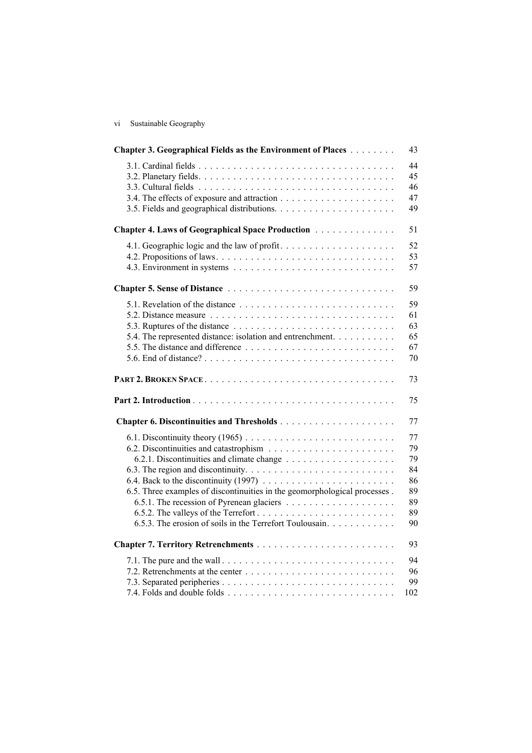**Chapter 3. Geographical Fields as the Environment of Places** . . . . . . . . 43

3.1. Cardinal fields . . . . . . . . . . . . . . . . . . . . . . . . . . . . . . . . . . . 44
3.2. Planetary fields. . . . . . . . . . . . . . . . . . . . . . . . . . . . . . . . . . . 45
3.3. Cultural fields . . . . . . . . . . . . . . . . . . . . . . . . . . . . . . . . . . . 46
3.4. The effects of exposure and attraction . . . . . . . . . . . . . . . . . . . . 47
3.5. Fields and geographical distributions. . . . . . . . . . . . . . . . . . . . . 49

**Chapter 4. Laws of Geographical Space Production** . . . . . . . . . . . . . . 51

4.1. Geographic logic and the law of profit . . . . . . . . . . . . . . . . . . . . 52
4.2. Propositions of laws . . . . . . . . . . . . . . . . . . . . . . . . . . . . . . . 53
4.3. Environment in systems . . . . . . . . . . . . . . . . . . . . . . . . . . . . 57

**Chapter 5. Sense of Distance** . . . . . . . . . . . . . . . . . . . . . . . . . . . . 59

5.1. Revelation of the distance . . . . . . . . . . . . . . . . . . . . . . . . . . . 59
5.2. Distance measure . . . . . . . . . . . . . . . . . . . . . . . . . . . . . . . . 61
5.3. Ruptures of the distance . . . . . . . . . . . . . . . . . . . . . . . . . . . . 63
5.4. The represented distance: isolation and entrenchment. . . . . . . . . . . 65
5.5. The distance and difference . . . . . . . . . . . . . . . . . . . . . . . . . . 67
5.6. End of distance? . . . . . . . . . . . . . . . . . . . . . . . . . . . . . . . . . 70

**PART 2. BROKEN SPACE** . . . . . . . . . . . . . . . . . . . . . . . . . . . . . . . 73

**Part 2. Introduction** . . . . . . . . . . . . . . . . . . . . . . . . . . . . . . . . . 75

**Chapter 6. Discontinuities and Thresholds** . . . . . . . . . . . . . . . . . . . . 77

6.1. Discontinuity theory (1965) . . . . . . . . . . . . . . . . . . . . . . . . . . 77
6.2. Discontinuities and catastrophism . . . . . . . . . . . . . . . . . . . . . . 79
  6.2.1. Discontinuities and climate change . . . . . . . . . . . . . . . . . . . 79
6.3. The region and discontinuity. . . . . . . . . . . . . . . . . . . . . . . . . . 84
6.4. Back to the discontinuity (1997) . . . . . . . . . . . . . . . . . . . . . . . 86
6.5. Three examples of discontinuities in the geomorphological processes . 89
  6.5.1. The recession of Pyrenean glaciers . . . . . . . . . . . . . . . . . . . 89
  6.5.2. The valleys of the Terrefort . . . . . . . . . . . . . . . . . . . . . . . . 89
  6.5.3. The erosion of soils in the Terrefort Toulousain. . . . . . . . . . . . 90

**Chapter 7. Territory Retrenchments** . . . . . . . . . . . . . . . . . . . . . . . . 93

7.1. The pure and the wall . . . . . . . . . . . . . . . . . . . . . . . . . . . . . . 94
7.2. Retrenchments at the center . . . . . . . . . . . . . . . . . . . . . . . . . . 96
7.3. Separated peripheries . . . . . . . . . . . . . . . . . . . . . . . . . . . . . . 99
7.4. Folds and double folds . . . . . . . . . . . . . . . . . . . . . . . . . . . . . 102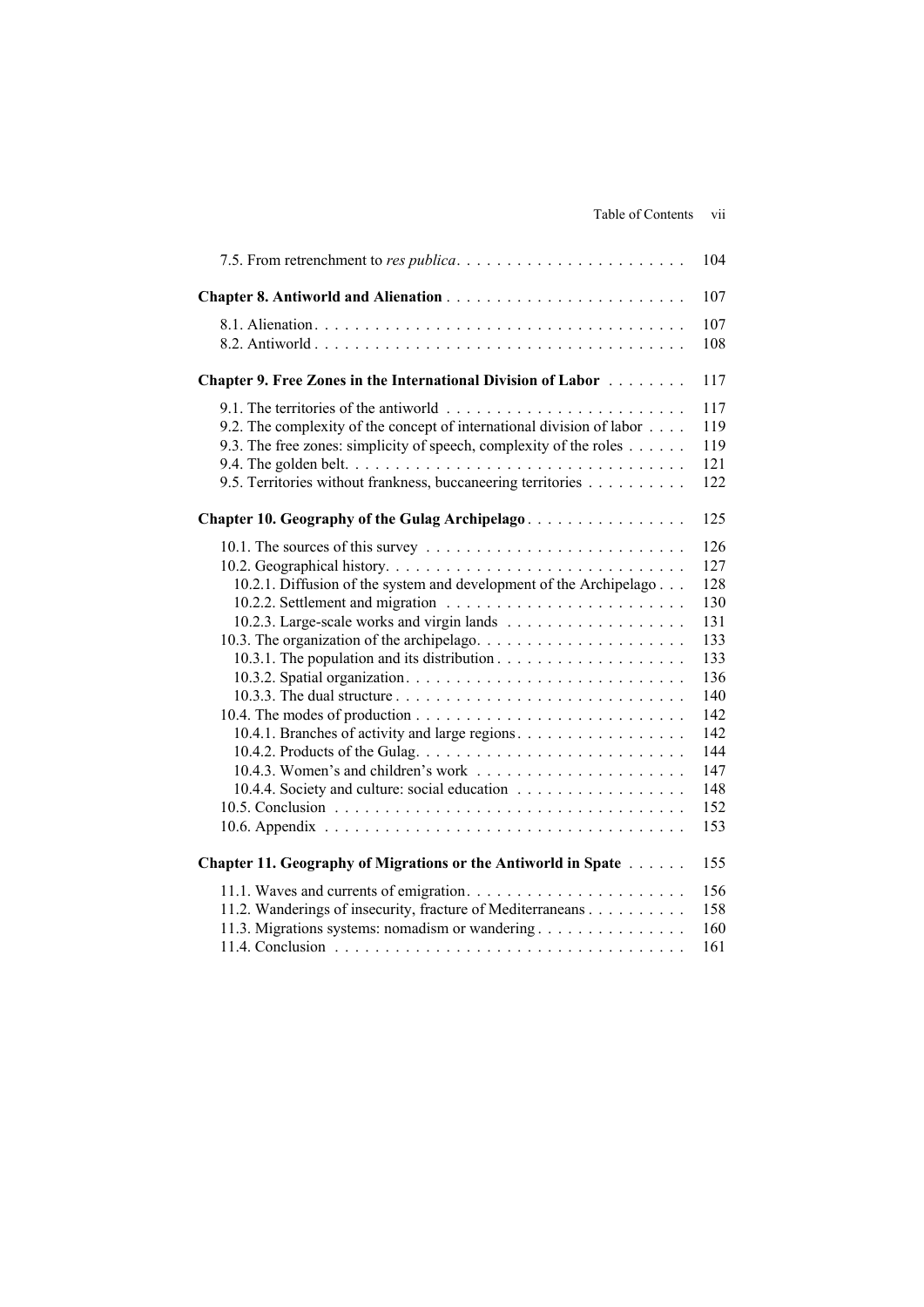7.5. From retrenchment to *res publica*. . . . . . . . . . . . . . . . . . . . . . . . 104

**Chapter 8. Antiworld and Alienation** . . . . . . . . . . . . . . . . . . . . . . . . 107

8.1. Alienation . . . . . . . . . . . . . . . . . . . . . . . . . . . . . . . . . . . . . 107
8.2. Antiworld . . . . . . . . . . . . . . . . . . . . . . . . . . . . . . . . . . . . . 108

**Chapter 9. Free Zones in the International Division of Labor** . . . . . . . . 117

9.1. The territories of the antiworld . . . . . . . . . . . . . . . . . . . . . . . . 117
9.2. The complexity of the concept of international division of labor . . . . 119
9.3. The free zones: simplicity of speech, complexity of the roles . . . . . . 119
9.4. The golden belt. . . . . . . . . . . . . . . . . . . . . . . . . . . . . . . . . . 121
9.5. Territories without frankness, buccaneering territories . . . . . . . . . . 122

**Chapter 10. Geography of the Gulag Archipelago** . . . . . . . . . . . . . . . . 125

10.1. The sources of this survey . . . . . . . . . . . . . . . . . . . . . . . . . . 126
10.2. Geographical history. . . . . . . . . . . . . . . . . . . . . . . . . . . . . . 127
  10.2.1. Diffusion of the system and development of the Archipelago . . . 128
  10.2.2. Settlement and migration . . . . . . . . . . . . . . . . . . . . . . . . 130
  10.2.3. Large-scale works and virgin lands . . . . . . . . . . . . . . . . . . 131
10.3. The organization of the archipelago. . . . . . . . . . . . . . . . . . . . . 133
  10.3.1. The population and its distribution . . . . . . . . . . . . . . . . . . 133
  10.3.2. Spatial organization. . . . . . . . . . . . . . . . . . . . . . . . . . . . 136
  10.3.3. The dual structure . . . . . . . . . . . . . . . . . . . . . . . . . . . . 140
10.4. The modes of production . . . . . . . . . . . . . . . . . . . . . . . . . . . 142
  10.4.1. Branches of activity and large regions. . . . . . . . . . . . . . . . . 142
  10.4.2. Products of the Gulag. . . . . . . . . . . . . . . . . . . . . . . . . . . 144
  10.4.3. Women's and children's work . . . . . . . . . . . . . . . . . . . . . 147
  10.4.4. Society and culture: social education . . . . . . . . . . . . . . . . . 148
10.5. Conclusion . . . . . . . . . . . . . . . . . . . . . . . . . . . . . . . . . . . 152
10.6. Appendix . . . . . . . . . . . . . . . . . . . . . . . . . . . . . . . . . . . . 153

**Chapter 11. Geography of Migrations or the Antiworld in Spate** . . . . . . 155

11.1. Waves and currents of emigration. . . . . . . . . . . . . . . . . . . . . . 156
11.2. Wanderings of insecurity, fracture of Mediterraneans . . . . . . . . . . 158
11.3. Migrations systems: nomadism or wandering . . . . . . . . . . . . . . . 160
11.4. Conclusion . . . . . . . . . . . . . . . . . . . . . . . . . . . . . . . . . . . 161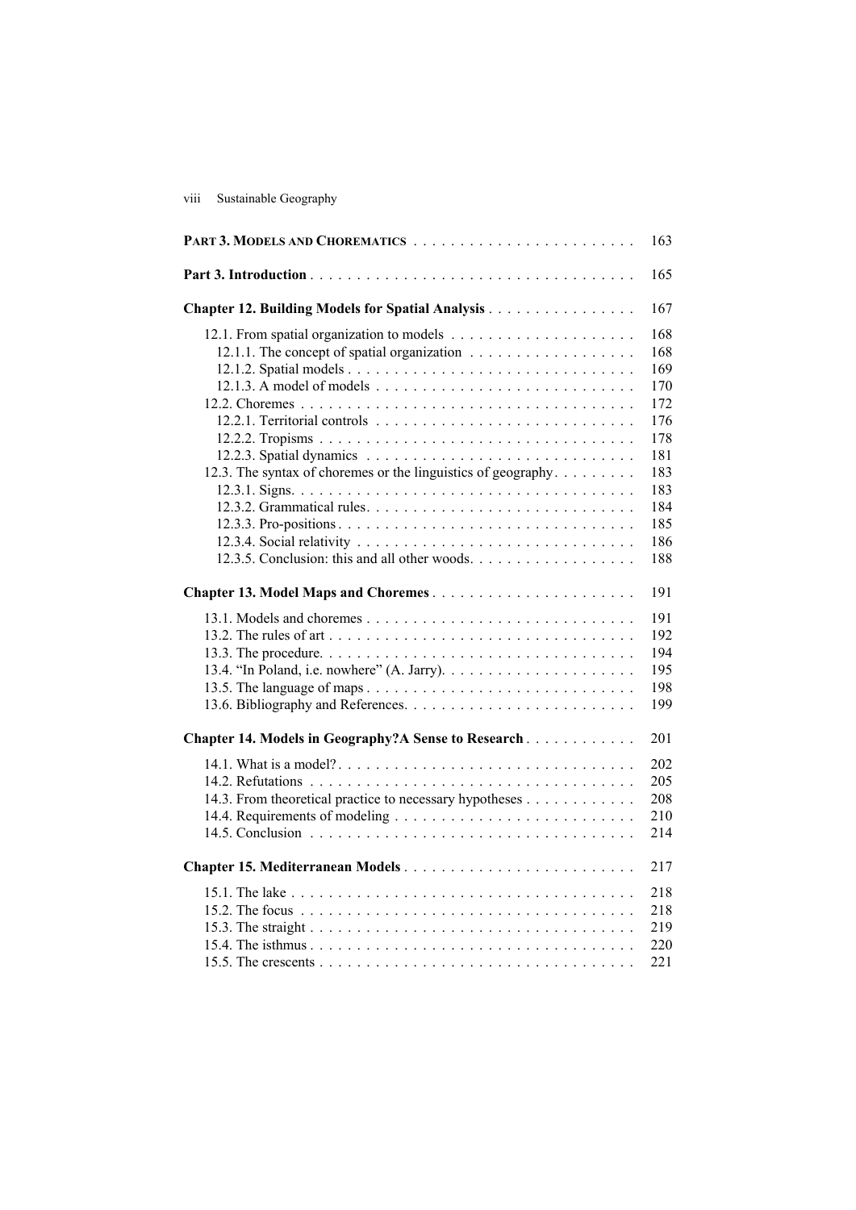**PART 3. MODELS AND CHOREMATICS** . . . . . . . . . . . . . . . . . . . . . . . . 163

**Part 3. Introduction** . . . . . . . . . . . . . . . . . . . . . . . . . . . . . . . . . . . 165

**Chapter 12. Building Models for Spatial Analysis** . . . . . . . . . . . . . . . . 167

12.1. From spatial organization to models . . . . . . . . . . . . . . . . . . . . 168
12.1.1. The concept of spatial organization . . . . . . . . . . . . . . . . . . 168
12.1.2. Spatial models . . . . . . . . . . . . . . . . . . . . . . . . . . . . . . . 169
12.1.3. A model of models . . . . . . . . . . . . . . . . . . . . . . . . . . . . 170
12.2. Choremes . . . . . . . . . . . . . . . . . . . . . . . . . . . . . . . . . . . 172
12.2.1. Territorial controls . . . . . . . . . . . . . . . . . . . . . . . . . . . . 176
12.2.2. Tropisms . . . . . . . . . . . . . . . . . . . . . . . . . . . . . . . . . . 178
12.2.3. Spatial dynamics . . . . . . . . . . . . . . . . . . . . . . . . . . . . . 181
12.3. The syntax of choremes or the linguistics of geography. . . . . . . . . 183
12.3.1. Signs. . . . . . . . . . . . . . . . . . . . . . . . . . . . . . . . . . . . . 183
12.3.2. Grammatical rules. . . . . . . . . . . . . . . . . . . . . . . . . . . . . 184
12.3.3. Pro-positions . . . . . . . . . . . . . . . . . . . . . . . . . . . . . . . . 185
12.3.4. Social relativity . . . . . . . . . . . . . . . . . . . . . . . . . . . . . . 186
12.3.5. Conclusion: this and all other woods. . . . . . . . . . . . . . . . . . 188

**Chapter 13. Model Maps and Choremes** . . . . . . . . . . . . . . . . . . . . . . 191

13.1. Models and choremes . . . . . . . . . . . . . . . . . . . . . . . . . . . . 191
13.2. The rules of art . . . . . . . . . . . . . . . . . . . . . . . . . . . . . . . . 192
13.3. The procedure. . . . . . . . . . . . . . . . . . . . . . . . . . . . . . . . . 194
13.4. "In Poland, i.e. nowhere" (A. Jarry). . . . . . . . . . . . . . . . . . . . 195
13.5. The language of maps . . . . . . . . . . . . . . . . . . . . . . . . . . . . 198
13.6. Bibliography and References. . . . . . . . . . . . . . . . . . . . . . . . 199

**Chapter 14. Models in Geography?A Sense to Research** . . . . . . . . . . . . 201

14.1. What is a model?. . . . . . . . . . . . . . . . . . . . . . . . . . . . . . . 202
14.2. Refutations . . . . . . . . . . . . . . . . . . . . . . . . . . . . . . . . . . 205
14.3. From theoretical practice to necessary hypotheses . . . . . . . . . . . 208
14.4. Requirements of modeling . . . . . . . . . . . . . . . . . . . . . . . . . 210
14.5. Conclusion . . . . . . . . . . . . . . . . . . . . . . . . . . . . . . . . . . 214

**Chapter 15. Mediterranean Models** . . . . . . . . . . . . . . . . . . . . . . . . . 217

15.1. The lake . . . . . . . . . . . . . . . . . . . . . . . . . . . . . . . . . . . . 218
15.2. The focus . . . . . . . . . . . . . . . . . . . . . . . . . . . . . . . . . . . 218
15.3. The straight . . . . . . . . . . . . . . . . . . . . . . . . . . . . . . . . . . 219
15.4. The isthmus . . . . . . . . . . . . . . . . . . . . . . . . . . . . . . . . . . 220
15.5. The crescents . . . . . . . . . . . . . . . . . . . . . . . . . . . . . . . . . 221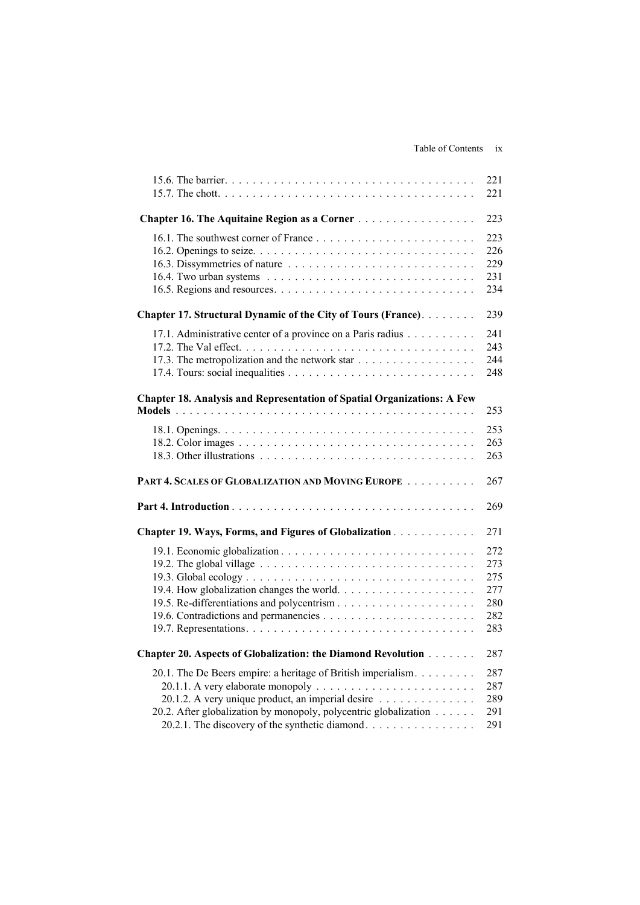15.6. The barrier. . . . . . . . . . . . . . . . . . . . . . . . . . . . . . . . . . . . . 221
15.7. The chott. . . . . . . . . . . . . . . . . . . . . . . . . . . . . . . . . . . . . 221

**Chapter 16. The Aquitaine Region as a Corner** . . . . . . . . . . . . . . . . . 223

16.1. The southwest corner of France . . . . . . . . . . . . . . . . . . . . . . . 223
16.2. Openings to seize. . . . . . . . . . . . . . . . . . . . . . . . . . . . . . . . 226
16.3. Dissymmetries of nature . . . . . . . . . . . . . . . . . . . . . . . . . . . 229
16.4. Two urban systems . . . . . . . . . . . . . . . . . . . . . . . . . . . . . . 231
16.5. Regions and resources. . . . . . . . . . . . . . . . . . . . . . . . . . . . . 234

**Chapter 17. Structural Dynamic of the City of Tours (France)**. . . . . . . . 239

17.1. Administrative center of a province on a Paris radius . . . . . . . . . . 241
17.2. The Val effect. . . . . . . . . . . . . . . . . . . . . . . . . . . . . . . . . . 243
17.3. The metropolization and the network star . . . . . . . . . . . . . . . . . 244
17.4. Tours: social inequalities . . . . . . . . . . . . . . . . . . . . . . . . . . . 248

**Chapter 18. Analysis and Representation of Spatial Organizations: A Few Models** . . . . . . . . . . . . . . . . . . . . . . . . . . . . . . . . . . . . . . . . . . 253

18.1. Openings. . . . . . . . . . . . . . . . . . . . . . . . . . . . . . . . . . . . . 253
18.2. Color images . . . . . . . . . . . . . . . . . . . . . . . . . . . . . . . . . . 263
18.3. Other illustrations . . . . . . . . . . . . . . . . . . . . . . . . . . . . . . . 263

**PART 4. SCALES OF GLOBALIZATION AND MOVING EUROPE** . . . . . . . . . . 267

**Part 4. Introduction** . . . . . . . . . . . . . . . . . . . . . . . . . . . . . . . . . . 269

**Chapter 19. Ways, Forms, and Figures of Globalization** . . . . . . . . . . . . 271

19.1. Economic globalization . . . . . . . . . . . . . . . . . . . . . . . . . . . . 272
19.2. The global village . . . . . . . . . . . . . . . . . . . . . . . . . . . . . . . 273
19.3. Global ecology . . . . . . . . . . . . . . . . . . . . . . . . . . . . . . . . . 275
19.4. How globalization changes the world. . . . . . . . . . . . . . . . . . . . 277
19.5. Re-differentiations and polycentrism . . . . . . . . . . . . . . . . . . . . 280
19.6. Contradictions and permanencies . . . . . . . . . . . . . . . . . . . . . . 282
19.7. Representations. . . . . . . . . . . . . . . . . . . . . . . . . . . . . . . . . 283

**Chapter 20. Aspects of Globalization: the Diamond Revolution** . . . . . . . 287

20.1. The De Beers empire: a heritage of British imperialism. . . . . . . . . 287
20.1.1. A very elaborate monopoly . . . . . . . . . . . . . . . . . . . . . . . 287
20.1.2. A very unique product, an imperial desire . . . . . . . . . . . . . . 289
20.2. After globalization by monopoly, polycentric globalization . . . . . . 291
20.2.1. The discovery of the synthetic diamond. . . . . . . . . . . . . . . . 291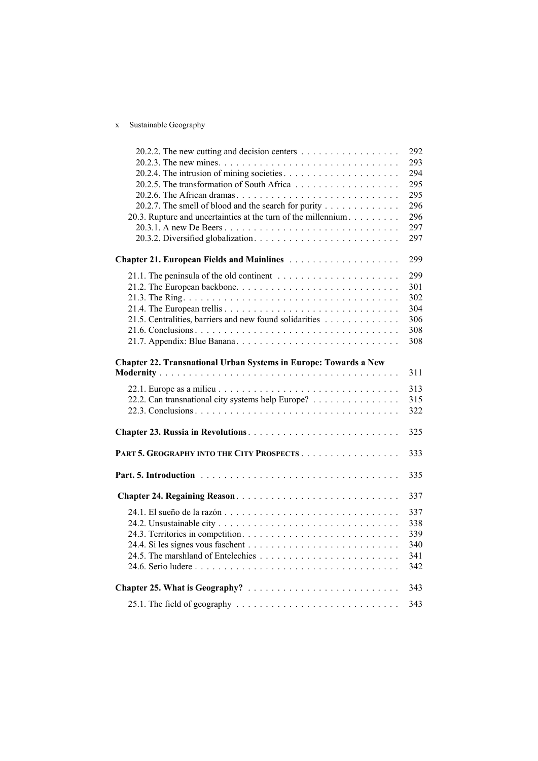20.2.2. The new cutting and decision centers . . . . . . . . . . . . . . . . . 292
20.2.3. The new mines. . . . . . . . . . . . . . . . . . . . . . . . . . . . . . . 293
20.2.4. The intrusion of mining societies . . . . . . . . . . . . . . . . . . . . 294
20.2.5. The transformation of South Africa . . . . . . . . . . . . . . . . . . 295
20.2.6. The African dramas. . . . . . . . . . . . . . . . . . . . . . . . . . . . 295
20.2.7. The smell of blood and the search for purity . . . . . . . . . . . . . 296
20.3. Rupture and uncertainties at the turn of the millennium. . . . . . . . . 296
20.3.1. A new De Beers . . . . . . . . . . . . . . . . . . . . . . . . . . . . . . 297
20.3.2. Diversified globalization. . . . . . . . . . . . . . . . . . . . . . . . . 297

**Chapter 21. European Fields and Mainlines** . . . . . . . . . . . . . . . . . . . 299

21.1. The peninsula of the old continent . . . . . . . . . . . . . . . . . . . . . 299
21.2. The European backbone. . . . . . . . . . . . . . . . . . . . . . . . . . . . 301
21.3. The Ring. . . . . . . . . . . . . . . . . . . . . . . . . . . . . . . . . . . . . 302
21.4. The European trellis . . . . . . . . . . . . . . . . . . . . . . . . . . . . . . 304
21.5. Centralities, barriers and new found solidarities . . . . . . . . . . . . . 306
21.6. Conclusions . . . . . . . . . . . . . . . . . . . . . . . . . . . . . . . . . . . 308
21.7. Appendix: Blue Banana. . . . . . . . . . . . . . . . . . . . . . . . . . . . 308

**Chapter 22. Transnational Urban Systems in Europe: Towards a New Modernity** . . . . . . . . . . . . . . . . . . . . . . . . . . . . . . . . . . . . . . . . . 311

22.1. Europe as a milieu . . . . . . . . . . . . . . . . . . . . . . . . . . . . . . . 313
22.2. Can transnational city systems help Europe? . . . . . . . . . . . . . . . 315
22.3. Conclusions . . . . . . . . . . . . . . . . . . . . . . . . . . . . . . . . . . . 322

**Chapter 23. Russia in Revolutions** . . . . . . . . . . . . . . . . . . . . . . . . . . 325

**PART 5. GEOGRAPHY INTO THE CITY PROSPECTS** . . . . . . . . . . . . . . . . . 333

**Part. 5. Introduction** . . . . . . . . . . . . . . . . . . . . . . . . . . . . . . . . . . 335

**Chapter 24. Regaining Reason** . . . . . . . . . . . . . . . . . . . . . . . . . . . . 337

24.1. El sueño de la razón . . . . . . . . . . . . . . . . . . . . . . . . . . . . . . 337
24.2. Unsustainable city . . . . . . . . . . . . . . . . . . . . . . . . . . . . . . . 338
24.3. Territories in competition. . . . . . . . . . . . . . . . . . . . . . . . . . . 339
24.4. Si les signes vous faschent . . . . . . . . . . . . . . . . . . . . . . . . . . 340
24.5. The marshland of Entelechies . . . . . . . . . . . . . . . . . . . . . . . . 341
24.6. Serio ludere . . . . . . . . . . . . . . . . . . . . . . . . . . . . . . . . . . . 342

**Chapter 25. What is Geography?** . . . . . . . . . . . . . . . . . . . . . . . . . . 343

25.1. The field of geography . . . . . . . . . . . . . . . . . . . . . . . . . . . . 343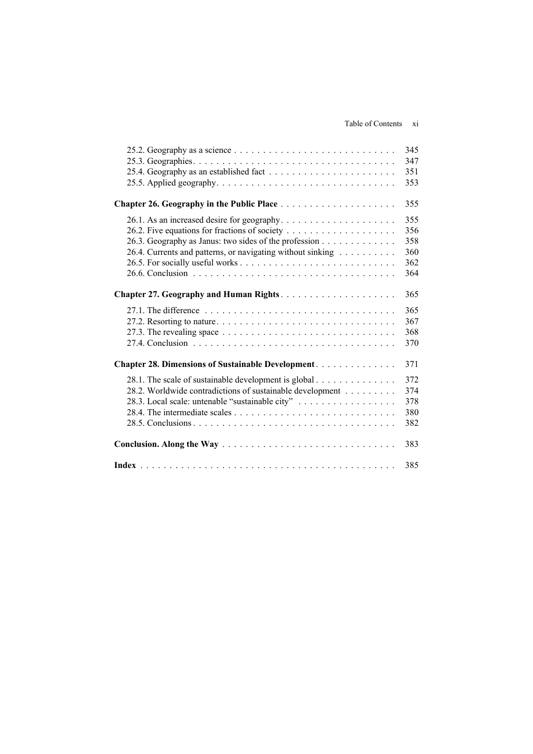25.2. Geography as a science . . . . . . . . . . . . . . . . . . . . . . . . . . . . 345
25.3. Geographies. . . . . . . . . . . . . . . . . . . . . . . . . . . . . . . . . . . . 347
25.4. Geography as an established fact . . . . . . . . . . . . . . . . . . . . . . 351
25.5. Applied geography. . . . . . . . . . . . . . . . . . . . . . . . . . . . . . . 353

**Chapter 26. Geography in the Public Place** . . . . . . . . . . . . . . . . . . . . 355

26.1. As an increased desire for geography. . . . . . . . . . . . . . . . . . . . 355
26.2. Five equations for fractions of society . . . . . . . . . . . . . . . . . . . 356
26.3. Geography as Janus: two sides of the profession . . . . . . . . . . . . . 358
26.4. Currents and patterns, or navigating without sinking . . . . . . . . . . 360
26.5. For socially useful works . . . . . . . . . . . . . . . . . . . . . . . . . . . 362
26.6. Conclusion . . . . . . . . . . . . . . . . . . . . . . . . . . . . . . . . . . . 364

**Chapter 27. Geography and Human Rights** . . . . . . . . . . . . . . . . . . . . 365

27.1. The difference . . . . . . . . . . . . . . . . . . . . . . . . . . . . . . . . . 365
27.2. Resorting to nature. . . . . . . . . . . . . . . . . . . . . . . . . . . . . . . 367
27.3. The revealing space . . . . . . . . . . . . . . . . . . . . . . . . . . . . . . 368
27.4. Conclusion . . . . . . . . . . . . . . . . . . . . . . . . . . . . . . . . . . . 370

**Chapter 28. Dimensions of Sustainable Development** . . . . . . . . . . . . . 371

28.1. The scale of sustainable development is global . . . . . . . . . . . . . 372
28.2. Worldwide contradictions of sustainable development . . . . . . . . . 374
28.3. Local scale: untenable "sustainable city" . . . . . . . . . . . . . . . . . 378
28.4. The intermediate scales . . . . . . . . . . . . . . . . . . . . . . . . . . . . 380
28.5. Conclusions . . . . . . . . . . . . . . . . . . . . . . . . . . . . . . . . . . . 382

**Conclusion. Along the Way** . . . . . . . . . . . . . . . . . . . . . . . . . . . . . 383

**Index** . . . . . . . . . . . . . . . . . . . . . . . . . . . . . . . . . . . . . . . . . . . 385